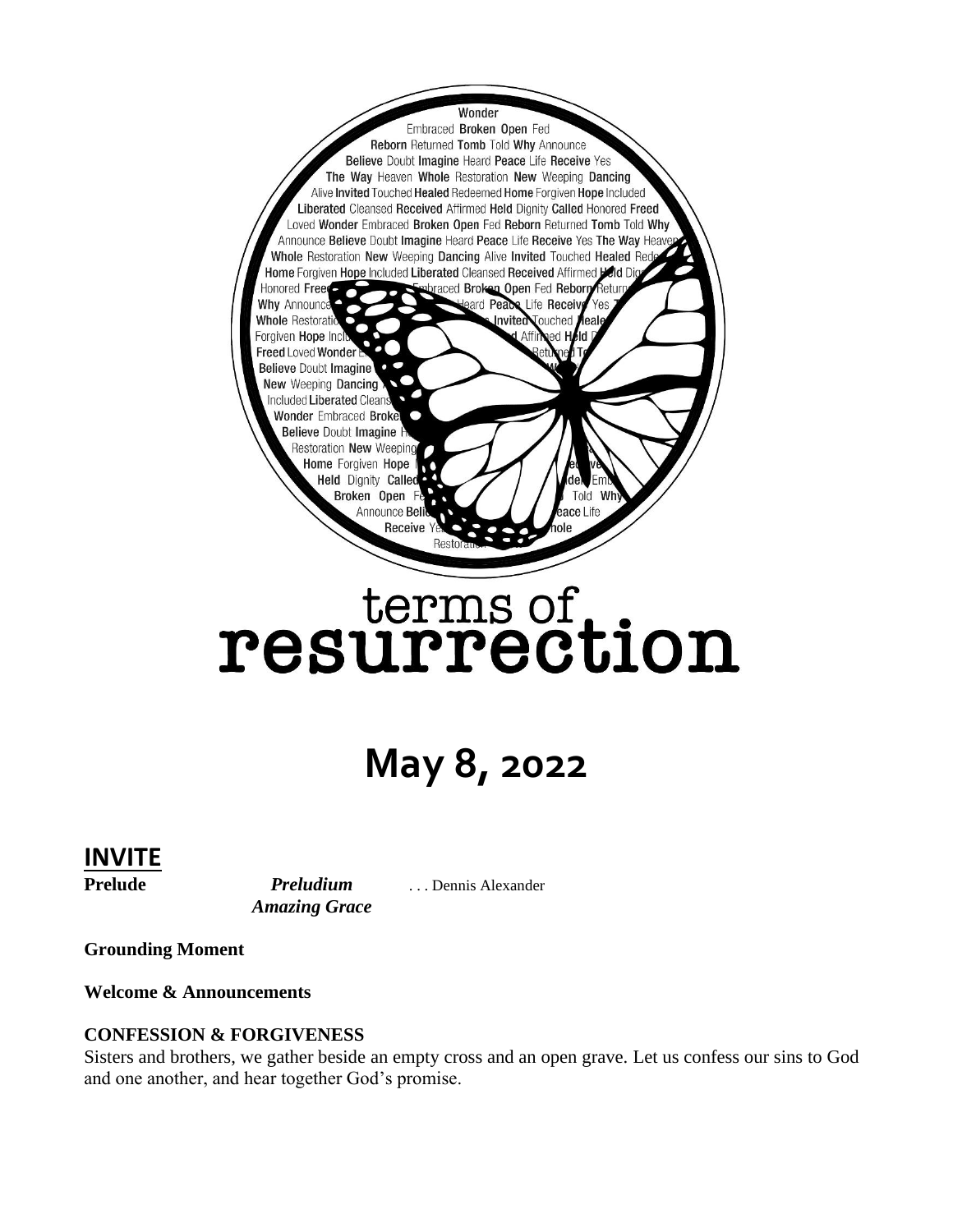# terms of resurrection

# May 8, 2022

## INVITE

**Prelude** *Preludium* . . . Dennis Alexander
*Amazing Grace*

**Grounding Moment**

**Welcome & Announcements**

**CONFESSION & FORGIVENESS**

Sisters and brothers, we gather beside an empty cross and an open grave. Let us confess our sins to God and one another, and hear together God's promise.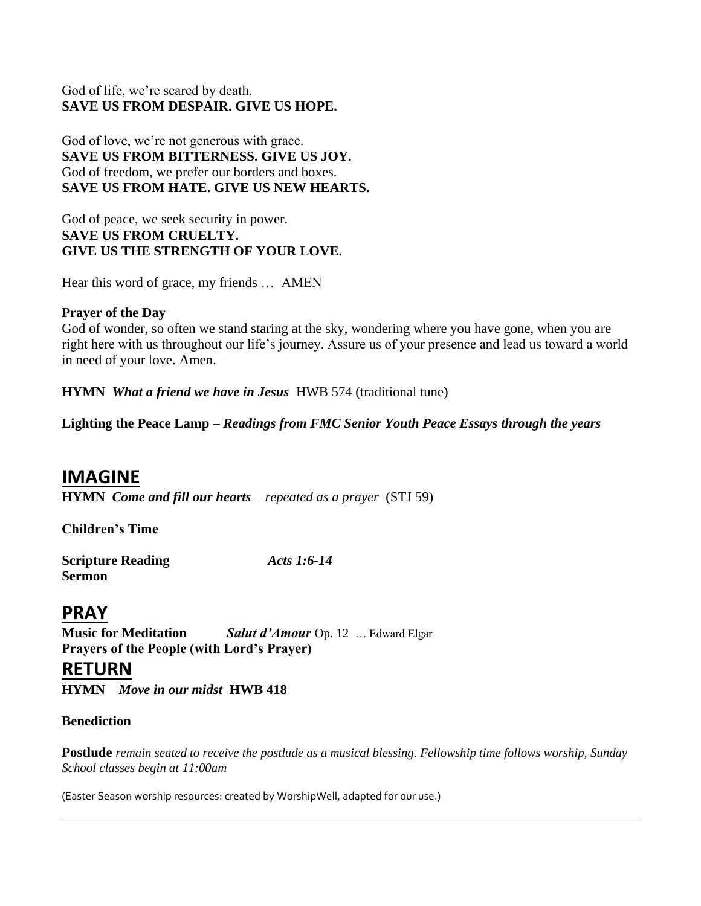God of life, we're scared by death.
**SAVE US FROM DESPAIR. GIVE US HOPE.**

God of love, we're not generous with grace.
**SAVE US FROM BITTERNESS. GIVE US JOY.**
God of freedom, we prefer our borders and boxes.
**SAVE US FROM HATE. GIVE US NEW HEARTS.**

God of peace, we seek security in power.
**SAVE US FROM CRUELTY.**
**GIVE US THE STRENGTH OF YOUR LOVE.**

Hear this word of grace, my friends … AMEN

**Prayer of the Day**
God of wonder, so often we stand staring at the sky, wondering where you have gone, when you are right here with us throughout our life's journey. Assure us of your presence and lead us toward a world in need of your love. Amen.

**HYMN** ***What a friend we have in Jesus*** HWB 574 (traditional tune)

**Lighting the Peace Lamp –** ***Readings from FMC Senior Youth Peace Essays through the years***

## IMAGINE

**HYMN** ***Come and fill our hearts*** *– repeated as a prayer* (STJ 59)

**Children's Time**

**Scripture Reading** *Acts 1:6-14*
**Sermon**

## PRAY

**Music for Meditation** ***Salut d'Amour*** Op. 12 … Edward Elgar
**Prayers of the People (with Lord's Prayer)**

## RETURN

**HYMN** ***Move in our midst*** **HWB 418**

**Benediction**

**Postlude** *remain seated to receive the postlude as a musical blessing. Fellowship time follows worship, Sunday School classes begin at 11:00am*

(Easter Season worship resources: created by WorshipWell, adapted for our use.)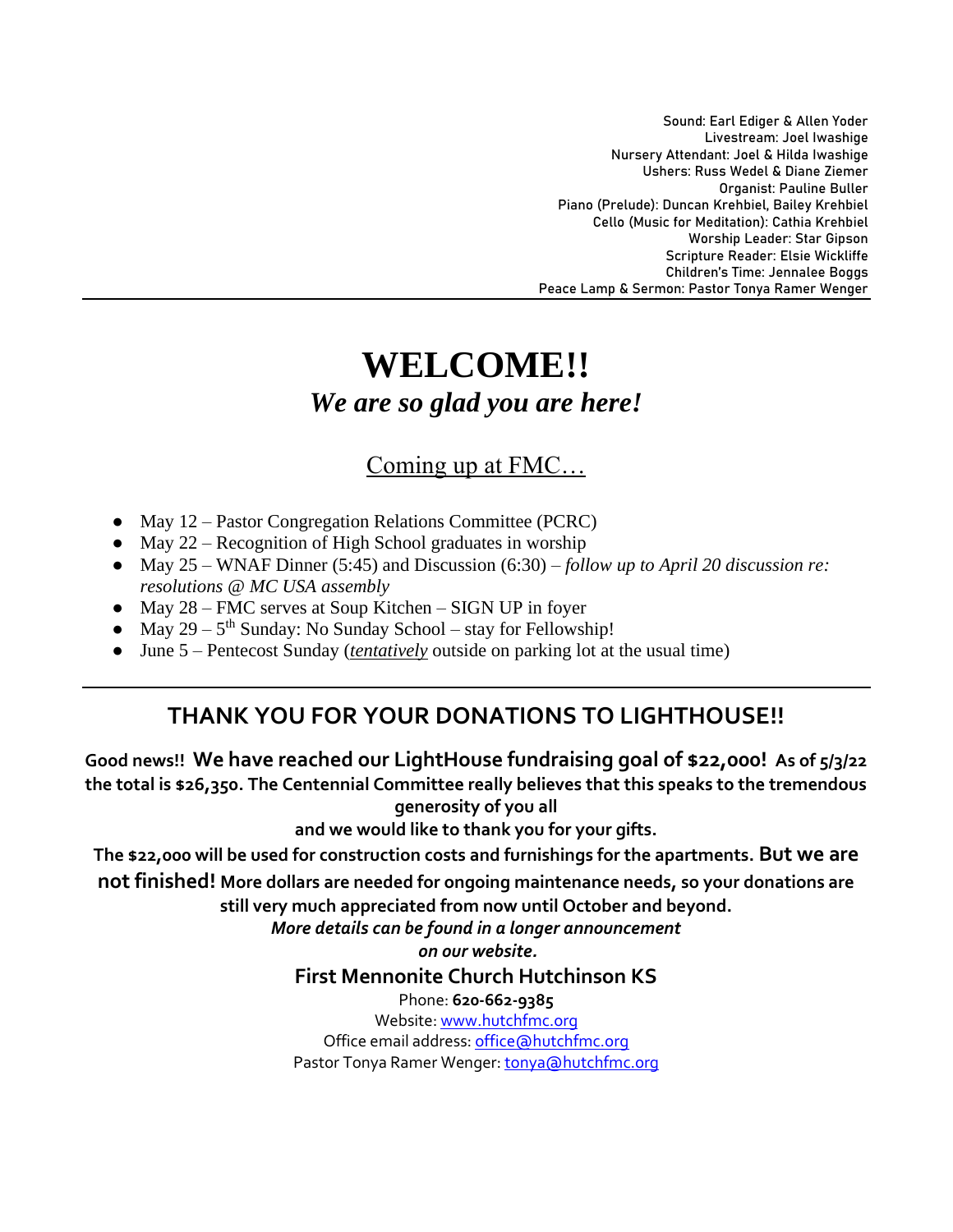Sound: Earl Ediger & Allen Yoder
Livestream: Joel Iwashige
Nursery Attendant: Joel & Hilda Iwashige
Ushers: Russ Wedel & Diane Ziemer
Organist: Pauline Buller
Piano (Prelude): Duncan Krehbiel, Bailey Krehbiel
Cello (Music for Meditation): Cathia Krehbiel
Worship Leader: Star Gipson
Scripture Reader: Elsie Wickliffe
Children's Time: Jennalee Boggs
Peace Lamp & Sermon: Pastor Tonya Ramer Wenger

---

# WELCOME!!

***We are so glad you are here!***

## Coming up at FMC…

- May 12 – Pastor Congregation Relations Committee (PCRC)
- May 22 – Recognition of High School graduates in worship
- May 25 – WNAF Dinner (5:45) and Discussion (6:30) – *follow up to April 20 discussion re: resolutions @ MC USA assembly*
- May 28 – FMC serves at Soup Kitchen – SIGN UP in foyer
- May 29 – 5th Sunday: No Sunday School – stay for Fellowship!
- June 5 – Pentecost Sunday (*tentatively* outside on parking lot at the usual time)

---

## THANK YOU FOR YOUR DONATIONS TO LIGHTHOUSE!!

**Good news!! We have reached our LightHouse fundraising goal of $22,000! As of 5/3/22 the total is $26,350. The Centennial Committee really believes that this speaks to the tremendous generosity of you all and we would like to thank you for your gifts.**

**The $22,000 will be used for construction costs and furnishings for the apartments. But we are not finished! More dollars are needed for ongoing maintenance needs, so your donations are still very much appreciated from now until October and beyond.**

***More details can be found in a longer announcement on our website.***

**First Mennonite Church Hutchinson KS**

Phone: **620-662-9385**
Website: www.hutchfmc.org
Office email address: office@hutchfmc.org
Pastor Tonya Ramer Wenger: tonya@hutchfmc.org